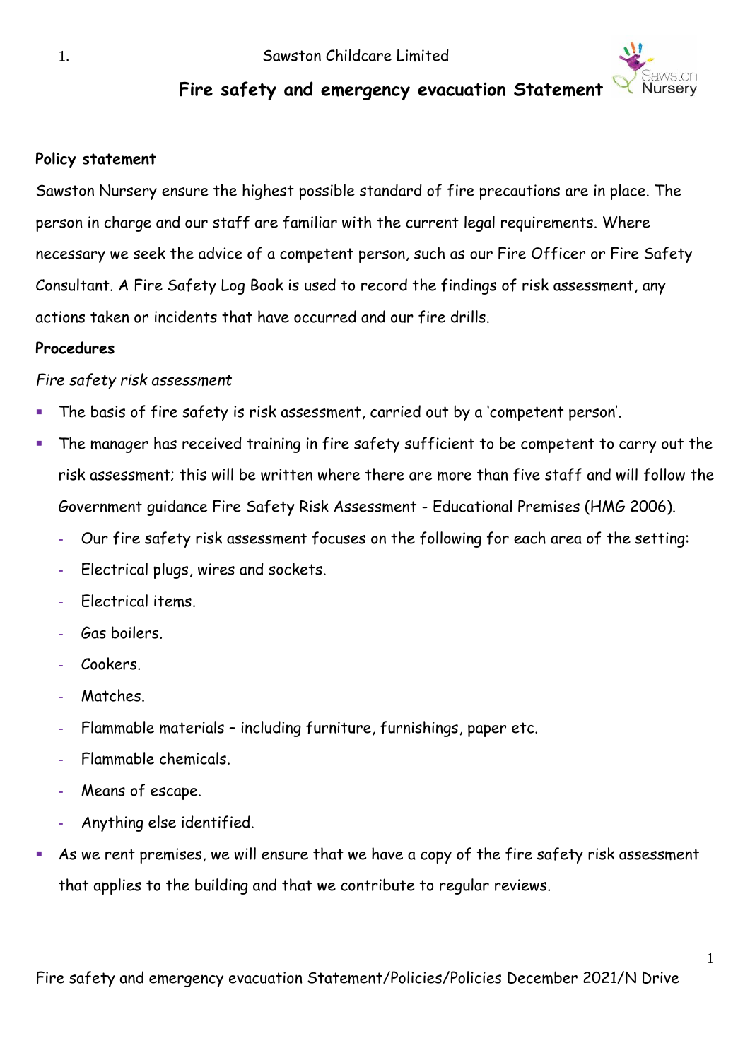1. Sawston Childcare Limited

# Fire safety and emergency evacuation Statement

**Policy statement**

Sawston Nursery ensure the highest possible standard of fire precautions are in place. The person in charge and our staff are familiar with the current legal requirements. Where necessary we seek the advice of a competent person, such as our Fire Officer or Fire Safety Consultant. A Fire Safety Log Book is used to record the findings of risk assessment, any actions taken or incidents that have occurred and our fire drills.

**Procedures**

*Fire safety risk assessment*

- The basis of fire safety is risk assessment, carried out by a 'competent person'.
- The manager has received training in fire safety sufficient to be competent to carry out the risk assessment; this will be written where there are more than five staff and will follow the Government guidance Fire Safety Risk Assessment - Educational Premises (HMG 2006).
  - Our fire safety risk assessment focuses on the following for each area of the setting:
  - Electrical plugs, wires and sockets.
  - Electrical items.
  - Gas boilers.
  - Cookers.
  - Matches.
  - Flammable materials – including furniture, furnishings, paper etc.
  - Flammable chemicals.
  - Means of escape.
  - Anything else identified.
- As we rent premises, we will ensure that we have a copy of the fire safety risk assessment that applies to the building and that we contribute to regular reviews.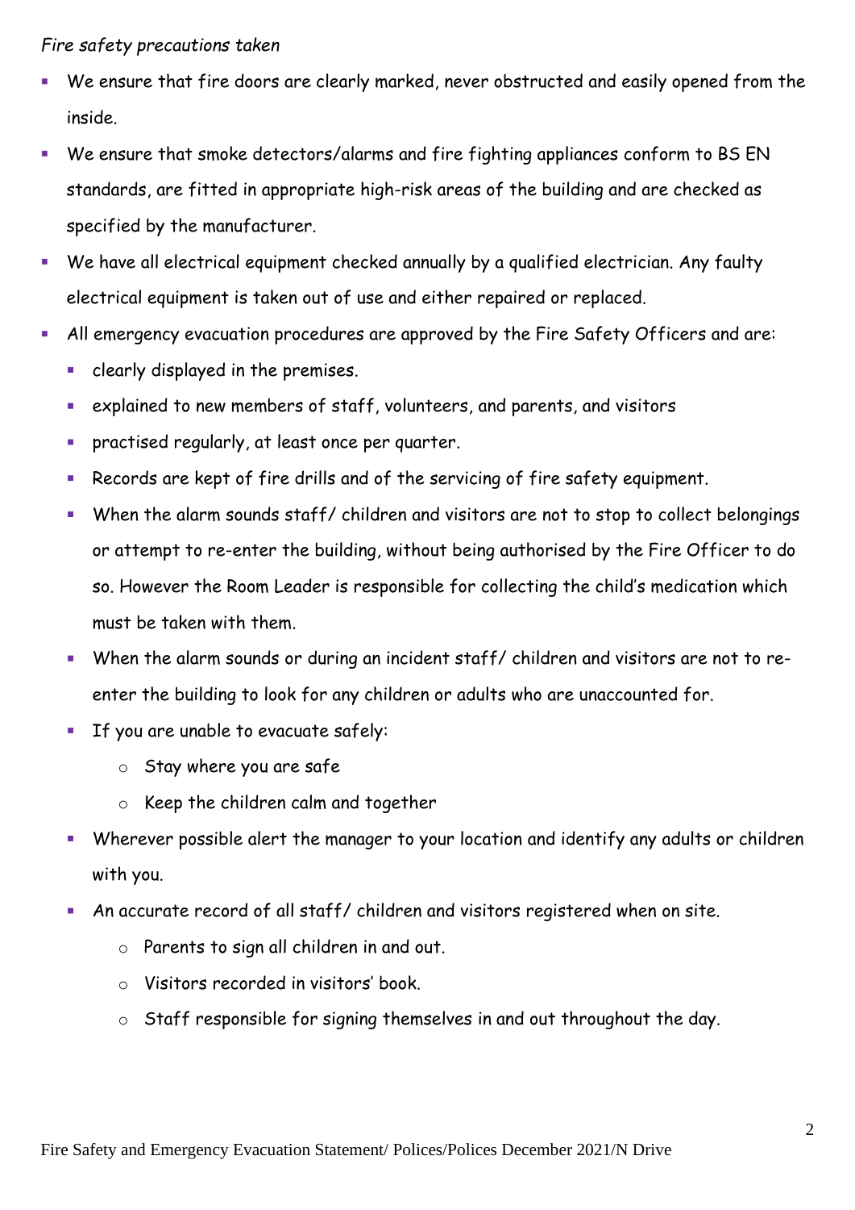*Fire safety precautions taken*

- We ensure that fire doors are clearly marked, never obstructed and easily opened from the inside.
- We ensure that smoke detectors/alarms and fire fighting appliances conform to BS EN standards, are fitted in appropriate high-risk areas of the building and are checked as specified by the manufacturer.
- We have all electrical equipment checked annually by a qualified electrician. Any faulty electrical equipment is taken out of use and either repaired or replaced.
- All emergency evacuation procedures are approved by the Fire Safety Officers and are:
  - clearly displayed in the premises.
  - explained to new members of staff, volunteers, and parents, and visitors
  - practised regularly, at least once per quarter.
  - Records are kept of fire drills and of the servicing of fire safety equipment.
  - When the alarm sounds staff/ children and visitors are not to stop to collect belongings or attempt to re-enter the building, without being authorised by the Fire Officer to do so. However the Room Leader is responsible for collecting the child's medication which must be taken with them.
  - When the alarm sounds or during an incident staff/ children and visitors are not to re-enter the building to look for any children or adults who are unaccounted for.
  - If you are unable to evacuate safely:
    - Stay where you are safe
    - Keep the children calm and together
  - Wherever possible alert the manager to your location and identify any adults or children with you.
  - An accurate record of all staff/ children and visitors registered when on site.
    - Parents to sign all children in and out.
    - Visitors recorded in visitors' book.
    - Staff responsible for signing themselves in and out throughout the day.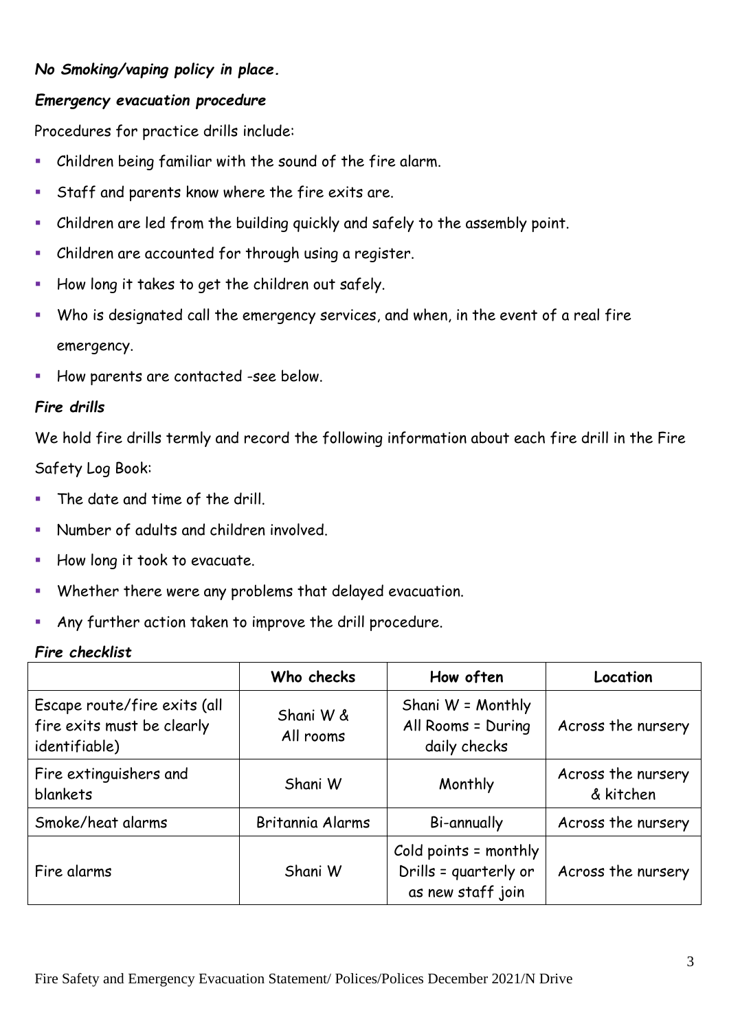***No Smoking/vaping policy in place.***

***Emergency evacuation procedure***

Procedures for practice drills include:

- Children being familiar with the sound of the fire alarm.
- Staff and parents know where the fire exits are.
- Children are led from the building quickly and safely to the assembly point.
- Children are accounted for through using a register.
- How long it takes to get the children out safely.
- Who is designated call the emergency services, and when, in the event of a real fire emergency.
- How parents are contacted -see below.

***Fire drills***

We hold fire drills termly and record the following information about each fire drill in the Fire Safety Log Book:

- The date and time of the drill.
- Number of adults and children involved.
- How long it took to evacuate.
- Whether there were any problems that delayed evacuation.
- Any further action taken to improve the drill procedure.

***Fire checklist***

| | **Who checks** | **How often** | **Location** |
|---|---|---|---|
| Escape route/fire exits (all fire exits must be clearly identifiable) | Shani W & All rooms | Shani W = Monthly All Rooms = During daily checks | Across the nursery |
| Fire extinguishers and blankets | Shani W | Monthly | Across the nursery & kitchen |
| Smoke/heat alarms | Britannia Alarms | Bi-annually | Across the nursery |
| Fire alarms | Shani W | Cold points = monthly Drills = quarterly or as new staff join | Across the nursery |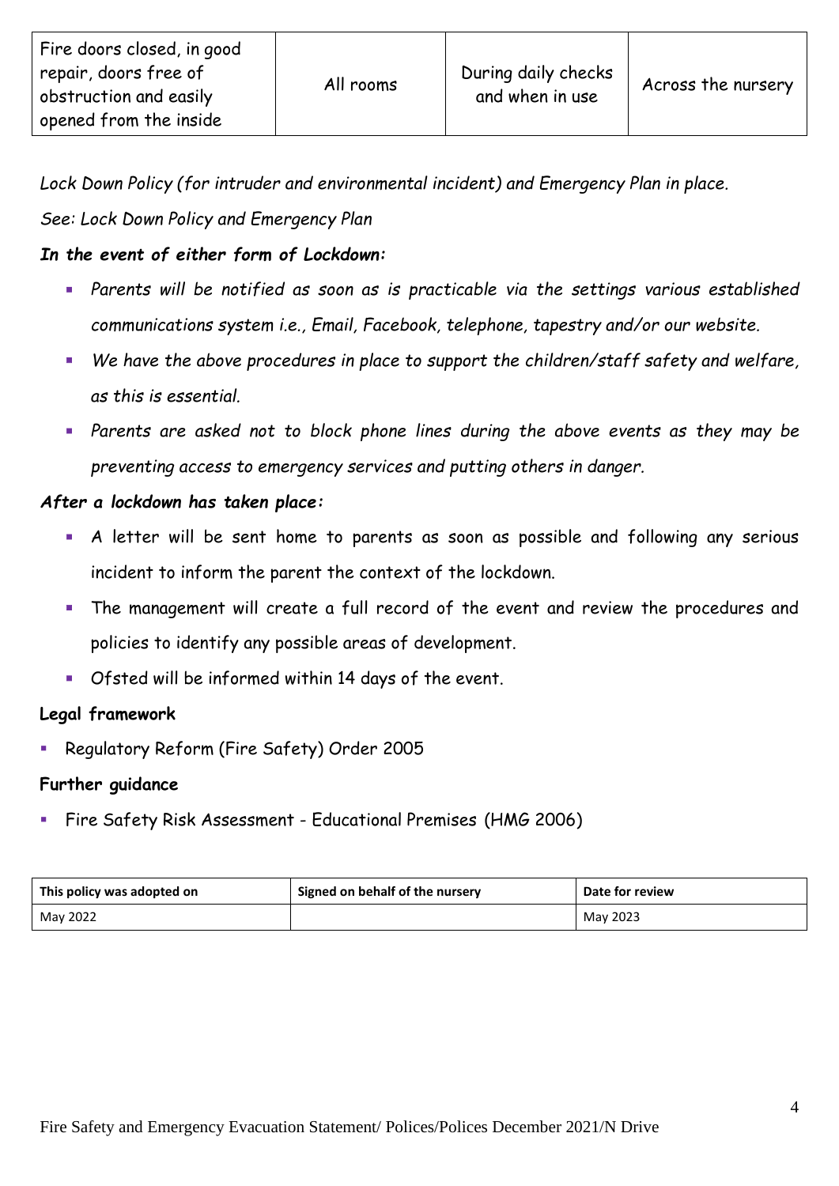| | | | |
|---|---|---|---|
| Fire doors closed, in good repair, doors free of obstruction and easily opened from the inside | All rooms | During daily checks and when in use | Across the nursery |

*Lock Down Policy (for intruder and environmental incident) and Emergency Plan in place.*

*See: Lock Down Policy and Emergency Plan*

***In the event of either form of Lockdown:***

- *Parents will be notified as soon as is practicable via the settings various established communications system i.e., Email, Facebook, telephone, tapestry and/or our website.*
- *We have the above procedures in place to support the children/staff safety and welfare, as this is essential.*
- *Parents are asked not to block phone lines during the above events as they may be preventing access to emergency services and putting others in danger.*

***After a lockdown has taken place:***

- A letter will be sent home to parents as soon as possible and following any serious incident to inform the parent the context of the lockdown.
- The management will create a full record of the event and review the procedures and policies to identify any possible areas of development.
- Ofsted will be informed within 14 days of the event.

**Legal framework**

- Regulatory Reform (Fire Safety) Order 2005

**Further guidance**

- Fire Safety Risk Assessment - Educational Premises (HMG 2006)

| This policy was adopted on | Signed on behalf of the nursery | Date for review |
|---|---|---|
| May 2022 | | May 2023 |